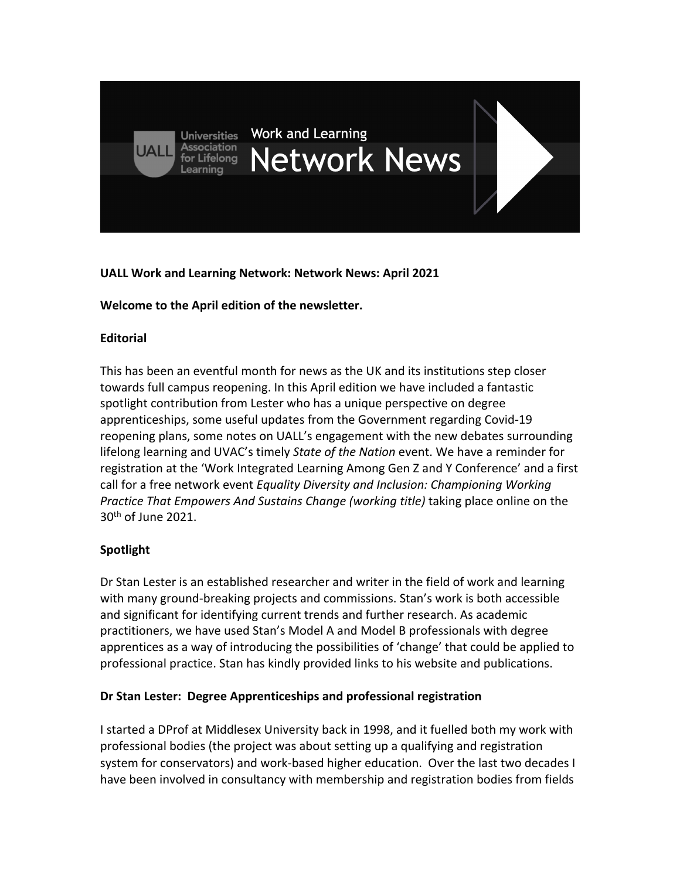**UALL Work and Learning Network: Network News: April 2021**

**Welcome to the April edition of the newsletter.**

**Editorial**

This has been an eventful month for news as the UK and its institutions step closer towards full campus reopening. In this April edition we have included a fantastic spotlight contribution from Lester who has a unique perspective on degree apprenticeships, some useful updates from the Government regarding Covid-19 reopening plans, some notes on UALL's engagement with the new debates surrounding lifelong learning and UVAC's timely *State of the Nation* event. We have a reminder for registration at the 'Work Integrated Learning Among Gen Z and Y Conference' and a first call for a free network event *Equality Diversity and Inclusion: Championing Working Practice That Empowers And Sustains Change (working title)* taking place online on the 30th of June 2021.

**Spotlight**

Dr Stan Lester is an established researcher and writer in the field of work and learning with many ground-breaking projects and commissions. Stan's work is both accessible and significant for identifying current trends and further research. As academic practitioners, we have used Stan's Model A and Model B professionals with degree apprentices as a way of introducing the possibilities of 'change' that could be applied to professional practice. Stan has kindly provided links to his website and publications.

**Dr Stan Lester: Degree Apprenticeships and professional registration**

I started a DProf at Middlesex University back in 1998, and it fuelled both my work with professional bodies (the project was about setting up a qualifying and registration system for conservators) and work-based higher education. Over the last two decades I have been involved in consultancy with membership and registration bodies from fields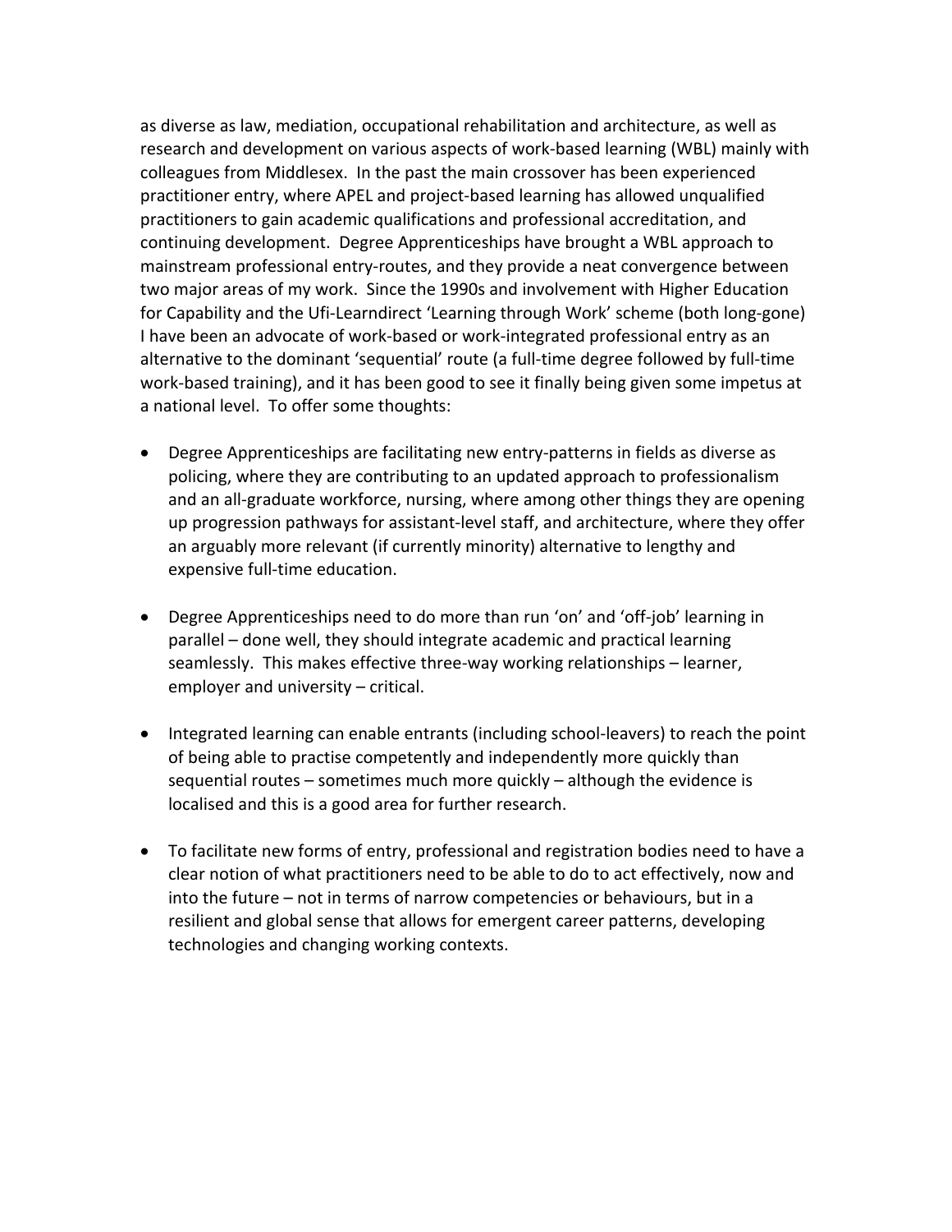as diverse as law, mediation, occupational rehabilitation and architecture, as well as research and development on various aspects of work-based learning (WBL) mainly with colleagues from Middlesex. In the past the main crossover has been experienced practitioner entry, where APEL and project-based learning has allowed unqualified practitioners to gain academic qualifications and professional accreditation, and continuing development. Degree Apprenticeships have brought a WBL approach to mainstream professional entry-routes, and they provide a neat convergence between two major areas of my work. Since the 1990s and involvement with Higher Education for Capability and the Ufi-Learndirect 'Learning through Work' scheme (both long-gone) I have been an advocate of work-based or work-integrated professional entry as an alternative to the dominant 'sequential' route (a full-time degree followed by full-time work-based training), and it has been good to see it finally being given some impetus at a national level. To offer some thoughts:

- Degree Apprenticeships are facilitating new entry-patterns in fields as diverse as policing, where they are contributing to an updated approach to professionalism and an all-graduate workforce, nursing, where among other things they are opening up progression pathways for assistant-level staff, and architecture, where they offer an arguably more relevant (if currently minority) alternative to lengthy and expensive full-time education.

- Degree Apprenticeships need to do more than run 'on' and 'off-job' learning in parallel – done well, they should integrate academic and practical learning seamlessly. This makes effective three-way working relationships – learner, employer and university – critical.

- Integrated learning can enable entrants (including school-leavers) to reach the point of being able to practise competently and independently more quickly than sequential routes – sometimes much more quickly – although the evidence is localised and this is a good area for further research.

- To facilitate new forms of entry, professional and registration bodies need to have a clear notion of what practitioners need to be able to do to act effectively, now and into the future – not in terms of narrow competencies or behaviours, but in a resilient and global sense that allows for emergent career patterns, developing technologies and changing working contexts.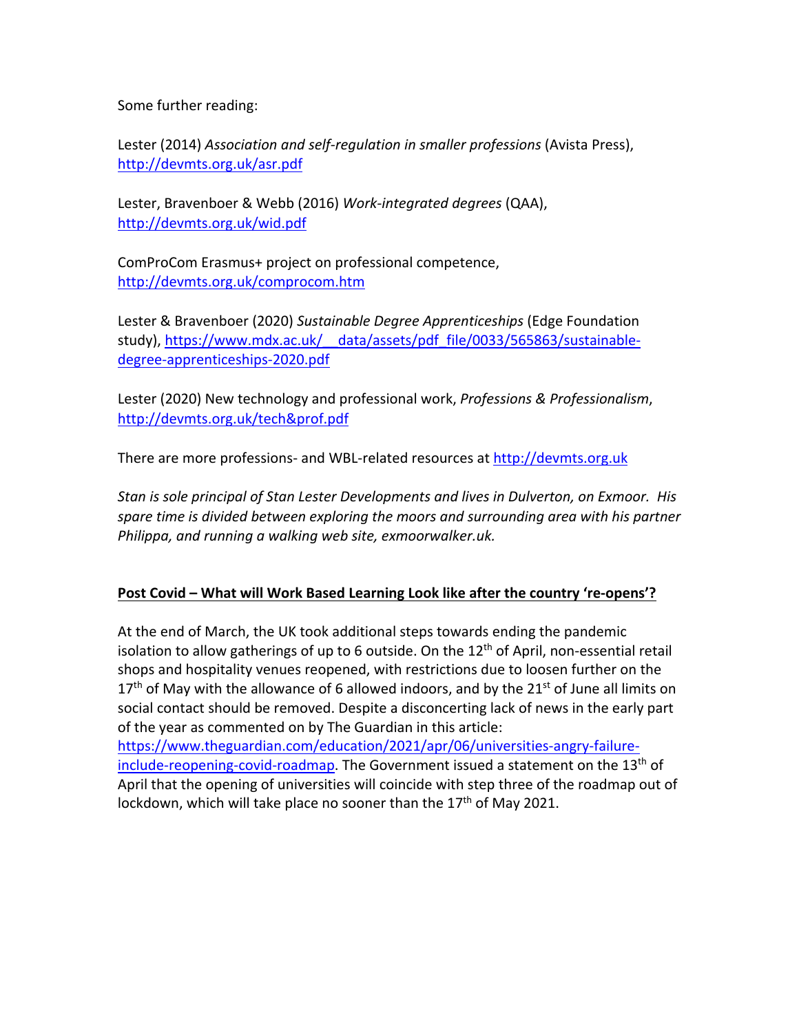Some further reading:

Lester (2014) *Association and self-regulation in smaller professions* (Avista Press), http://devmts.org.uk/asr.pdf

Lester, Bravenboer & Webb (2016) *Work-integrated degrees* (QAA), http://devmts.org.uk/wid.pdf

ComProCom Erasmus+ project on professional competence, http://devmts.org.uk/comprocom.htm

Lester & Bravenboer (2020) *Sustainable Degree Apprenticeships* (Edge Foundation study), https://www.mdx.ac.uk/__data/assets/pdf_file/0033/565863/sustainable-degree-apprenticeships-2020.pdf

Lester (2020) New technology and professional work, *Professions & Professionalism*, http://devmts.org.uk/tech&prof.pdf

There are more professions- and WBL-related resources at http://devmts.org.uk

*Stan is sole principal of Stan Lester Developments and lives in Dulverton, on Exmoor. His spare time is divided between exploring the moors and surrounding area with his partner Philippa, and running a walking web site, exmoorwalker.uk.*

## Post Covid – What will Work Based Learning Look like after the country 're-opens'?

At the end of March, the UK took additional steps towards ending the pandemic isolation to allow gatherings of up to 6 outside. On the 12th of April, non-essential retail shops and hospitality venues reopened, with restrictions due to loosen further on the 17th of May with the allowance of 6 allowed indoors, and by the 21st of June all limits on social contact should be removed. Despite a disconcerting lack of news in the early part of the year as commented on by The Guardian in this article: https://www.theguardian.com/education/2021/apr/06/universities-angry-failure-include-reopening-covid-roadmap. The Government issued a statement on the 13th of April that the opening of universities will coincide with step three of the roadmap out of lockdown, which will take place no sooner than the 17th of May 2021.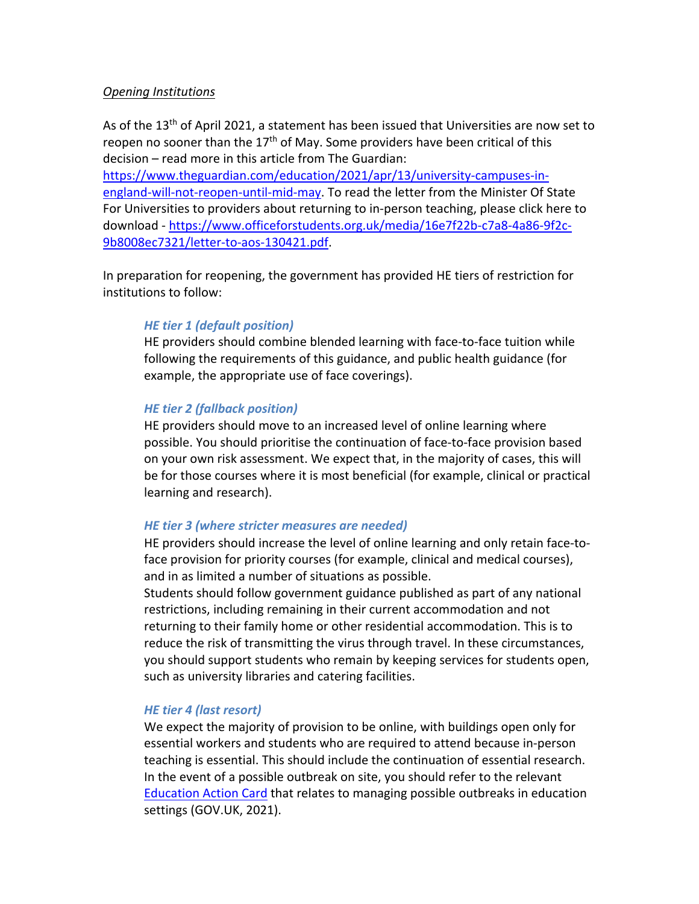*<u>Opening Institutions</u>*

As of the 13th of April 2021, a statement has been issued that Universities are now set to reopen no sooner than the 17th of May. Some providers have been critical of this decision – read more in this article from The Guardian: https://www.theguardian.com/education/2021/apr/13/university-campuses-in-england-will-not-reopen-until-mid-may. To read the letter from the Minister Of State For Universities to providers about returning to in-person teaching, please click here to download - https://www.officeforstudents.org.uk/media/16e7f22b-c7a8-4a86-9f2c-9b8008ec7321/letter-to-aos-130421.pdf.

In preparation for reopening, the government has provided HE tiers of restriction for institutions to follow:

> ***HE tier 1 (default position)***
> HE providers should combine blended learning with face-to-face tuition while following the requirements of this guidance, and public health guidance (for example, the appropriate use of face coverings).
>
> ***HE tier 2 (fallback position)***
> HE providers should move to an increased level of online learning where possible. You should prioritise the continuation of face-to-face provision based on your own risk assessment. We expect that, in the majority of cases, this will be for those courses where it is most beneficial (for example, clinical or practical learning and research).
>
> ***HE tier 3 (where stricter measures are needed)***
> HE providers should increase the level of online learning and only retain face-to-face provision for priority courses (for example, clinical and medical courses), and in as limited a number of situations as possible.
> Students should follow government guidance published as part of any national restrictions, including remaining in their current accommodation and not returning to their family home or other residential accommodation. This is to reduce the risk of transmitting the virus through travel. In these circumstances, you should support students who remain by keeping services for students open, such as university libraries and catering facilities.
>
> ***HE tier 4 (last resort)***
> We expect the majority of provision to be online, with buildings open only for essential workers and students who are required to attend because in-person teaching is essential. This should include the continuation of essential research. In the event of a possible outbreak on site, you should refer to the relevant Education Action Card that relates to managing possible outbreaks in education settings (GOV.UK, 2021).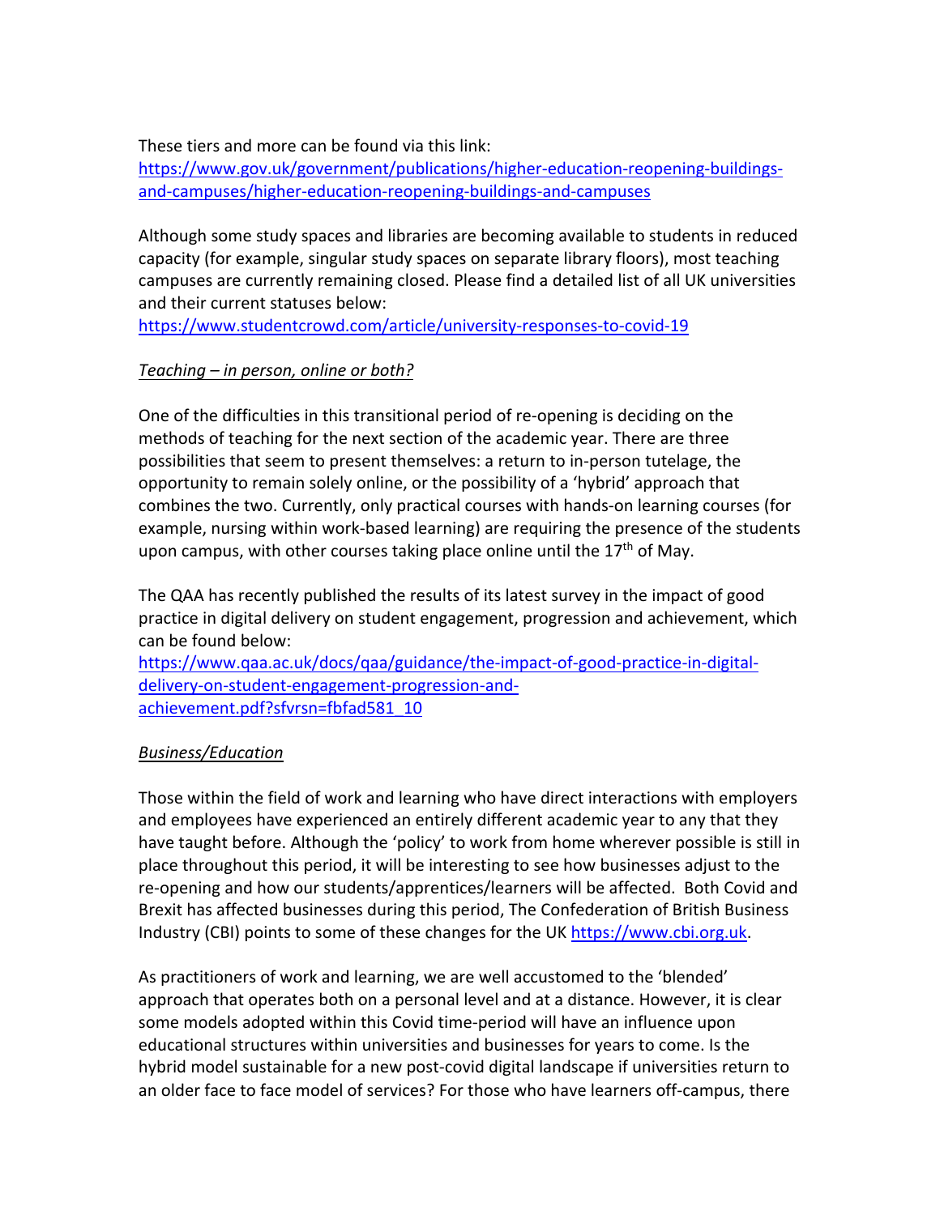These tiers and more can be found via this link:
https://www.gov.uk/government/publications/higher-education-reopening-buildings-and-campuses/higher-education-reopening-buildings-and-campuses

Although some study spaces and libraries are becoming available to students in reduced capacity (for example, singular study spaces on separate library floors), most teaching campuses are currently remaining closed. Please find a detailed list of all UK universities and their current statuses below:
https://www.studentcrowd.com/article/university-responses-to-covid-19

*Teaching – in person, online or both?*

One of the difficulties in this transitional period of re-opening is deciding on the methods of teaching for the next section of the academic year. There are three possibilities that seem to present themselves: a return to in-person tutelage, the opportunity to remain solely online, or the possibility of a 'hybrid' approach that combines the two. Currently, only practical courses with hands-on learning courses (for example, nursing within work-based learning) are requiring the presence of the students upon campus, with other courses taking place online until the 17th of May.

The QAA has recently published the results of its latest survey in the impact of good practice in digital delivery on student engagement, progression and achievement, which can be found below:
https://www.qaa.ac.uk/docs/qaa/guidance/the-impact-of-good-practice-in-digital-delivery-on-student-engagement-progression-and-achievement.pdf?sfvrsn=fbfad581_10

*Business/Education*

Those within the field of work and learning who have direct interactions with employers and employees have experienced an entirely different academic year to any that they have taught before. Although the 'policy' to work from home wherever possible is still in place throughout this period, it will be interesting to see how businesses adjust to the re-opening and how our students/apprentices/learners will be affected. Both Covid and Brexit has affected businesses during this period, The Confederation of British Business Industry (CBI) points to some of these changes for the UK https://www.cbi.org.uk.

As practitioners of work and learning, we are well accustomed to the 'blended' approach that operates both on a personal level and at a distance. However, it is clear some models adopted within this Covid time-period will have an influence upon educational structures within universities and businesses for years to come. Is the hybrid model sustainable for a new post-covid digital landscape if universities return to an older face to face model of services? For those who have learners off-campus, there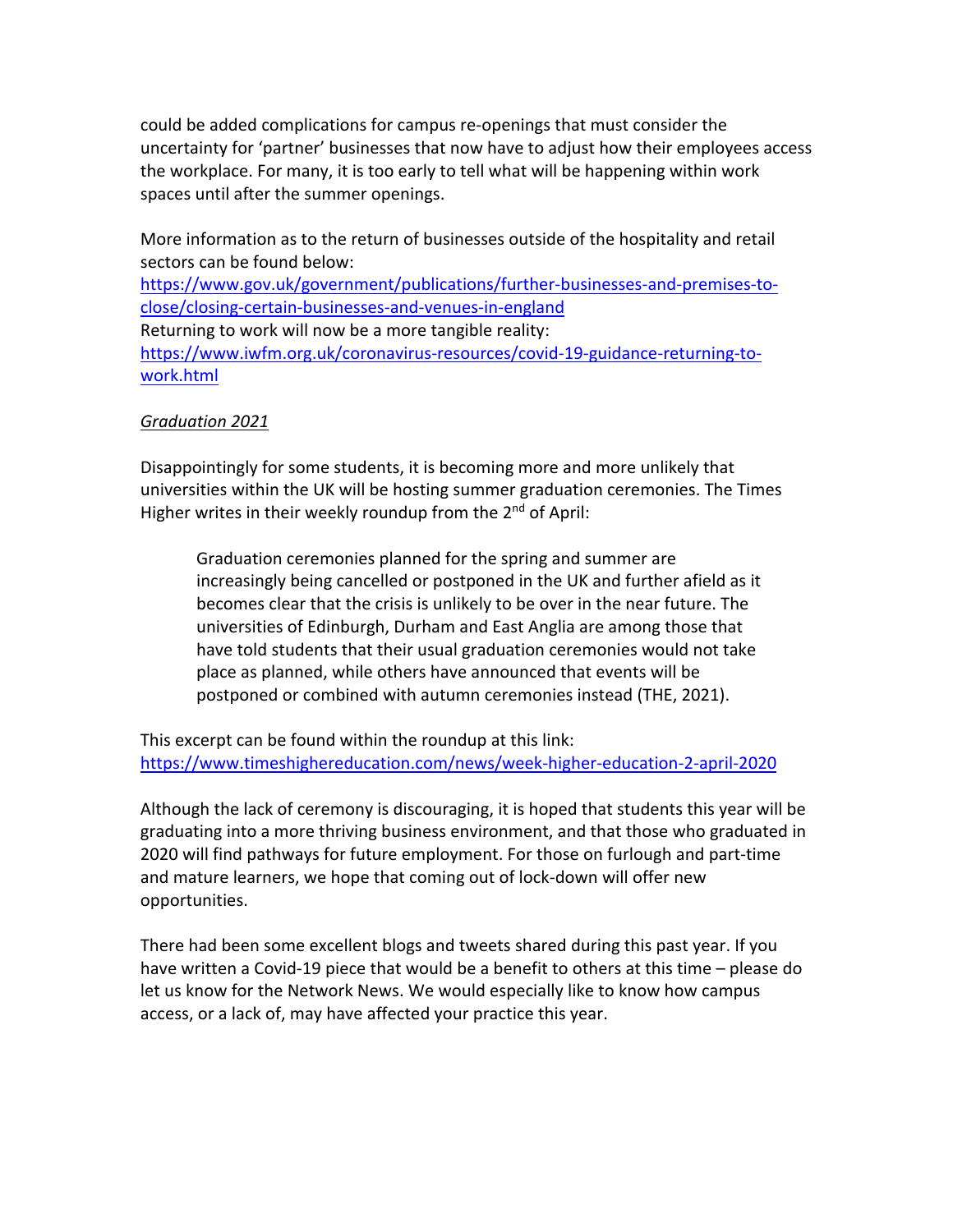could be added complications for campus re-openings that must consider the uncertainty for 'partner' businesses that now have to adjust how their employees access the workplace. For many, it is too early to tell what will be happening within work spaces until after the summer openings.

More information as to the return of businesses outside of the hospitality and retail sectors can be found below:
https://www.gov.uk/government/publications/further-businesses-and-premises-to-close/closing-certain-businesses-and-venues-in-england
Returning to work will now be a more tangible reality:
https://www.iwfm.org.uk/coronavirus-resources/covid-19-guidance-returning-to-work.html

*Graduation 2021*

Disappointingly for some students, it is becoming more and more unlikely that universities within the UK will be hosting summer graduation ceremonies. The Times Higher writes in their weekly roundup from the 2nd of April:

> Graduation ceremonies planned for the spring and summer are increasingly being cancelled or postponed in the UK and further afield as it becomes clear that the crisis is unlikely to be over in the near future. The universities of Edinburgh, Durham and East Anglia are among those that have told students that their usual graduation ceremonies would not take place as planned, while others have announced that events will be postponed or combined with autumn ceremonies instead (THE, 2021).

This excerpt can be found within the roundup at this link:
https://www.timeshighereducation.com/news/week-higher-education-2-april-2020

Although the lack of ceremony is discouraging, it is hoped that students this year will be graduating into a more thriving business environment, and that those who graduated in 2020 will find pathways for future employment. For those on furlough and part-time and mature learners, we hope that coming out of lock-down will offer new opportunities.

There had been some excellent blogs and tweets shared during this past year. If you have written a Covid-19 piece that would be a benefit to others at this time – please do let us know for the Network News. We would especially like to know how campus access, or a lack of, may have affected your practice this year.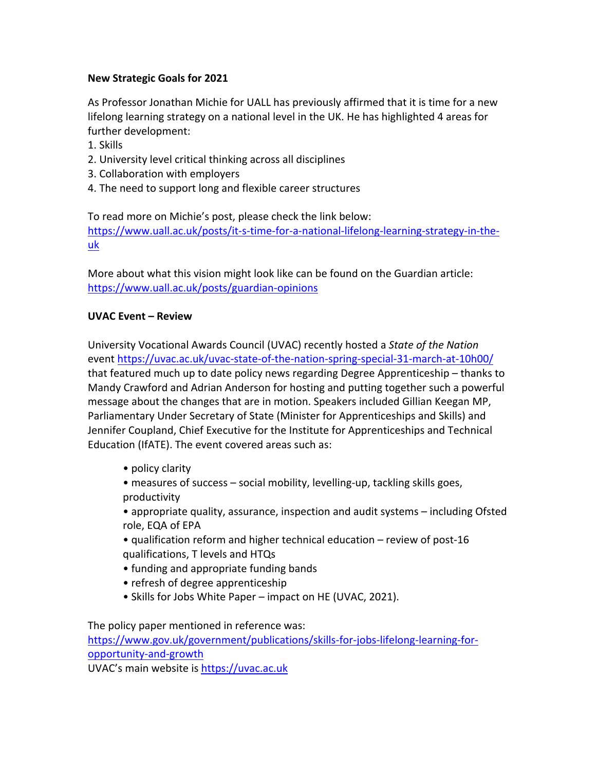**New Strategic Goals for 2021**

As Professor Jonathan Michie for UALL has previously affirmed that it is time for a new lifelong learning strategy on a national level in the UK. He has highlighted 4 areas for further development:

1. Skills
2. University level critical thinking across all disciplines
3. Collaboration with employers
4. The need to support long and flexible career structures

To read more on Michie's post, please check the link below:
https://www.uall.ac.uk/posts/it-s-time-for-a-national-lifelong-learning-strategy-in-the-uk

More about what this vision might look like can be found on the Guardian article:
https://www.uall.ac.uk/posts/guardian-opinions

**UVAC Event – Review**

University Vocational Awards Council (UVAC) recently hosted a *State of the Nation* event https://uvac.ac.uk/uvac-state-of-the-nation-spring-special-31-march-at-10h00/ that featured much up to date policy news regarding Degree Apprenticeship – thanks to Mandy Crawford and Adrian Anderson for hosting and putting together such a powerful message about the changes that are in motion. Speakers included Gillian Keegan MP, Parliamentary Under Secretary of State (Minister for Apprenticeships and Skills) and Jennifer Coupland, Chief Executive for the Institute for Apprenticeships and Technical Education (IfATE). The event covered areas such as:

- policy clarity
- measures of success – social mobility, levelling-up, tackling skills goes, productivity
- appropriate quality, assurance, inspection and audit systems – including Ofsted role, EQA of EPA
- qualification reform and higher technical education – review of post-16 qualifications, T levels and HTQs
- funding and appropriate funding bands
- refresh of degree apprenticeship
- Skills for Jobs White Paper – impact on HE (UVAC, 2021).

The policy paper mentioned in reference was:
https://www.gov.uk/government/publications/skills-for-jobs-lifelong-learning-for-opportunity-and-growth
UVAC's main website is https://uvac.ac.uk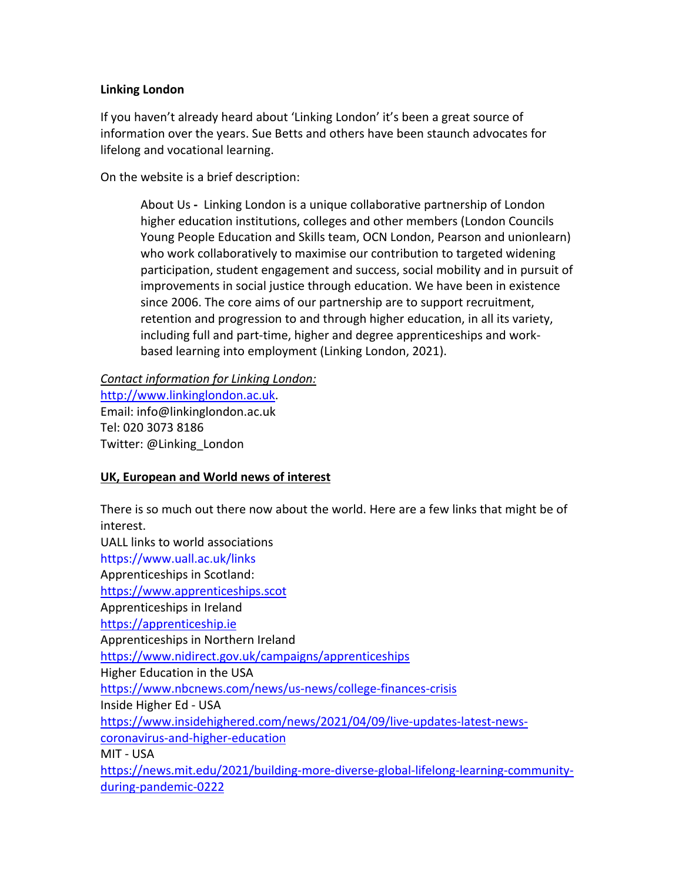**Linking London**

If you haven't already heard about 'Linking London' it's been a great source of information over the years. Sue Betts and others have been staunch advocates for lifelong and vocational learning.

On the website is a brief description:

> About Us - Linking London is a unique collaborative partnership of London higher education institutions, colleges and other members (London Councils Young People Education and Skills team, OCN London, Pearson and unionlearn) who work collaboratively to maximise our contribution to targeted widening participation, student engagement and success, social mobility and in pursuit of improvements in social justice through education. We have been in existence since 2006. The core aims of our partnership are to support recruitment, retention and progression to and through higher education, in all its variety, including full and part-time, higher and degree apprenticeships and work-based learning into employment (Linking London, 2021).

*Contact information for Linking London:*
http://www.linkinglondon.ac.uk.
Email: info@linkinglondon.ac.uk
Tel: 020 3073 8186
Twitter: @Linking_London

**UK, European and World news of interest**

There is so much out there now about the world. Here are a few links that might be of interest.
UALL links to world associations
https://www.uall.ac.uk/links
Apprenticeships in Scotland:
https://www.apprenticeships.scot
Apprenticeships in Ireland
https://apprenticeship.ie
Apprenticeships in Northern Ireland
https://www.nidirect.gov.uk/campaigns/apprenticeships
Higher Education in the USA
https://www.nbcnews.com/news/us-news/college-finances-crisis
Inside Higher Ed - USA
https://www.insidehighered.com/news/2021/04/09/live-updates-latest-news-coronavirus-and-higher-education
MIT - USA
https://news.mit.edu/2021/building-more-diverse-global-lifelong-learning-community-during-pandemic-0222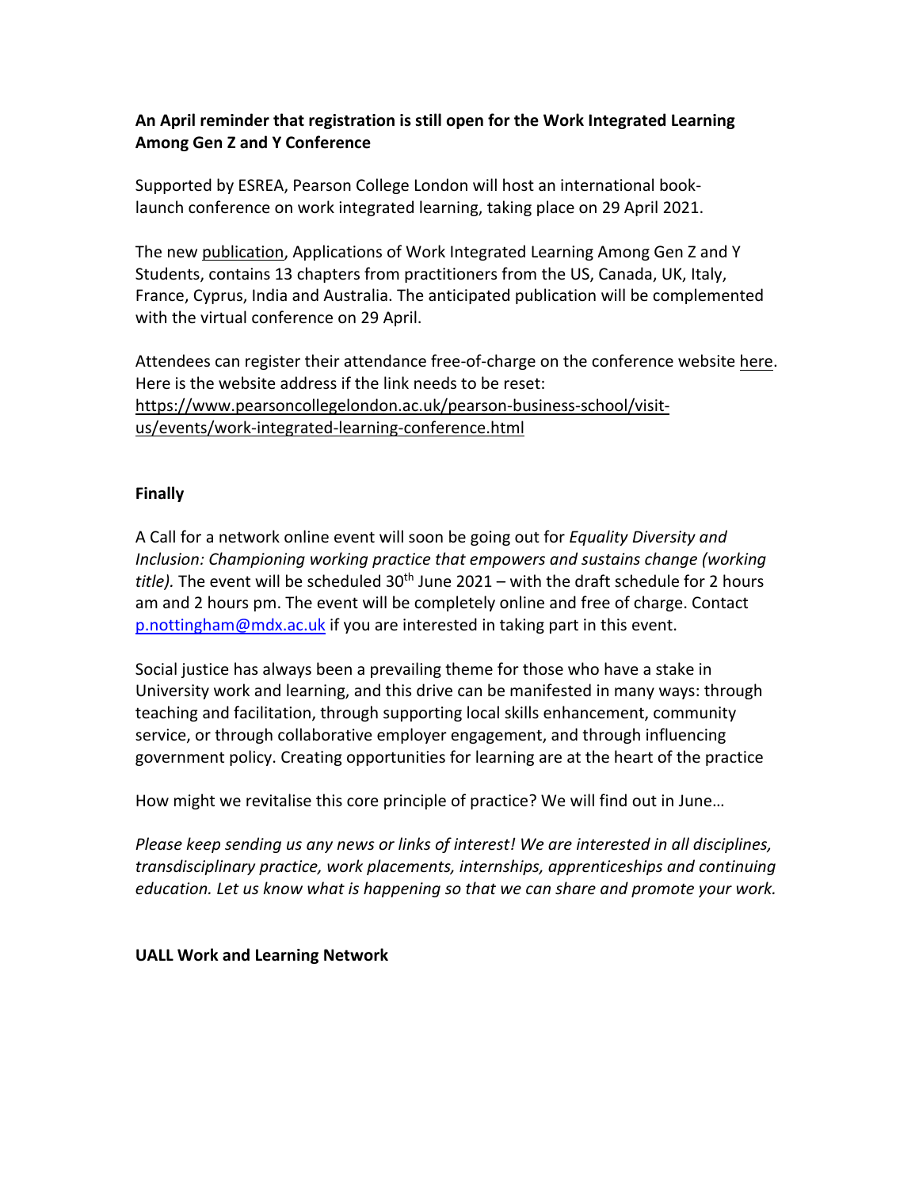**An April reminder that registration is still open for the Work Integrated Learning Among Gen Z and Y Conference**

Supported by ESREA, Pearson College London will host an international book-launch conference on work integrated learning, taking place on 29 April 2021.

The new publication, Applications of Work Integrated Learning Among Gen Z and Y Students, contains 13 chapters from practitioners from the US, Canada, UK, Italy, France, Cyprus, India and Australia. The anticipated publication will be complemented with the virtual conference on 29 April.

Attendees can register their attendance free-of-charge on the conference website here. Here is the website address if the link needs to be reset: https://www.pearsoncollegelondon.ac.uk/pearson-business-school/visit-us/events/work-integrated-learning-conference.html

**Finally**

A Call for a network online event will soon be going out for *Equality Diversity and Inclusion: Championing working practice that empowers and sustains change (working title).* The event will be scheduled 30th June 2021 – with the draft schedule for 2 hours am and 2 hours pm. The event will be completely online and free of charge. Contact p.nottingham@mdx.ac.uk if you are interested in taking part in this event.

Social justice has always been a prevailing theme for those who have a stake in University work and learning, and this drive can be manifested in many ways: through teaching and facilitation, through supporting local skills enhancement, community service, or through collaborative employer engagement, and through influencing government policy. Creating opportunities for learning are at the heart of the practice

How might we revitalise this core principle of practice? We will find out in June…

*Please keep sending us any news or links of interest! We are interested in all disciplines, transdisciplinary practice, work placements, internships, apprenticeships and continuing education. Let us know what is happening so that we can share and promote your work.*

**UALL Work and Learning Network**